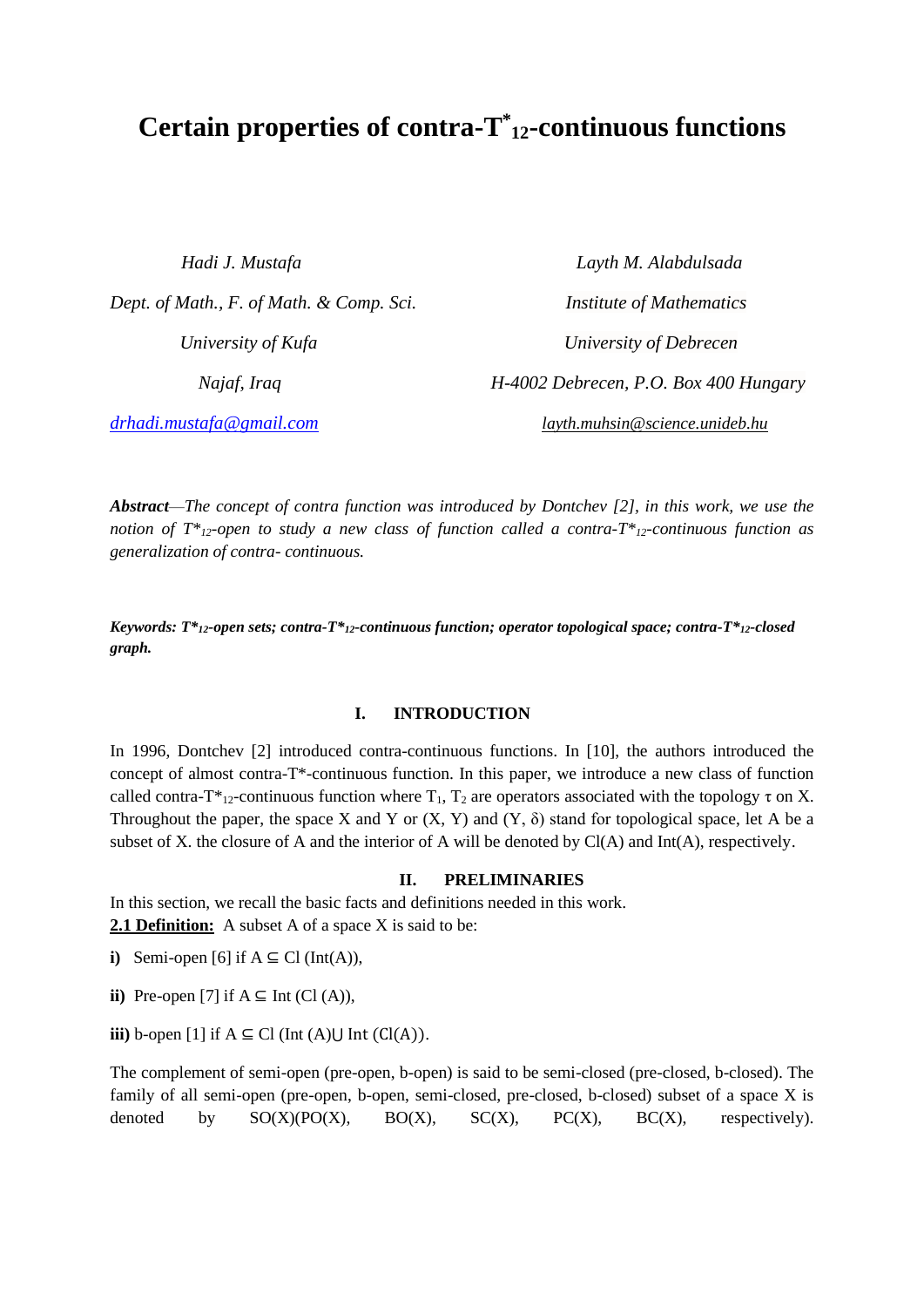# Certain properties of contra-$T^*_{12}$-continuous functions

*Hadi J. Mustafa*

*Dept. of Math., F. of Math. & Comp. Sci.*

*University of Kufa*

*Najaf, Iraq*

*drhadi.mustafa@gmail.com*

*Layth M. Alabdulsada*

*Institute of Mathematics*

*University of Debrecen*

*H-4002 Debrecen, P.O. Box 400 Hungary*

*layth.muhsin@science.unideb.hu*

***Abstract***—*The concept of contra function was introduced by Dontchev [2], in this work, we use the notion of $T^*_{12}$-open to study a new class of function called a contra-$T^*_{12}$-continuous function as generalization of contra- continuous.*

***Keywords: $T^*_{12}$-open sets; contra-$T^*_{12}$-continuous function; operator topological space; contra-$T^*_{12}$-closed graph.***

## I. INTRODUCTION

In 1996, Dontchev [2] introduced contra-continuous functions. In [10], the authors introduced the concept of almost contra-T*-continuous function. In this paper, we introduce a new class of function called contra-$T^*_{12}$-continuous function where $T_1$, $T_2$ are operators associated with the topology $\tau$ on X. Throughout the paper, the space X and Y or (X, Y) and (Y, $\delta$) stand for topological space, let A be a subset of X. the closure of A and the interior of A will be denoted by Cl(A) and Int(A), respectively.

## II. PRELIMINARIES

In this section, we recall the basic facts and definitions needed in this work.

**2.1 Definition:** A subset A of a space X is said to be:

**i)** Semi-open [6] if $A \subseteq Cl(Int(A))$,

**ii)** Pre-open [7] if $A \subseteq Int(Cl(A))$,

**iii)** b-open [1] if $A \subseteq Cl(Int(A) \cup Int(Cl(A)))$.

The complement of semi-open (pre-open, b-open) is said to be semi-closed (pre-closed, b-closed). The family of all semi-open (pre-open, b-open, semi-closed, pre-closed, b-closed) subset of a space X is denoted by SO(X)(PO(X), BO(X), SC(X), PC(X), BC(X), respectively).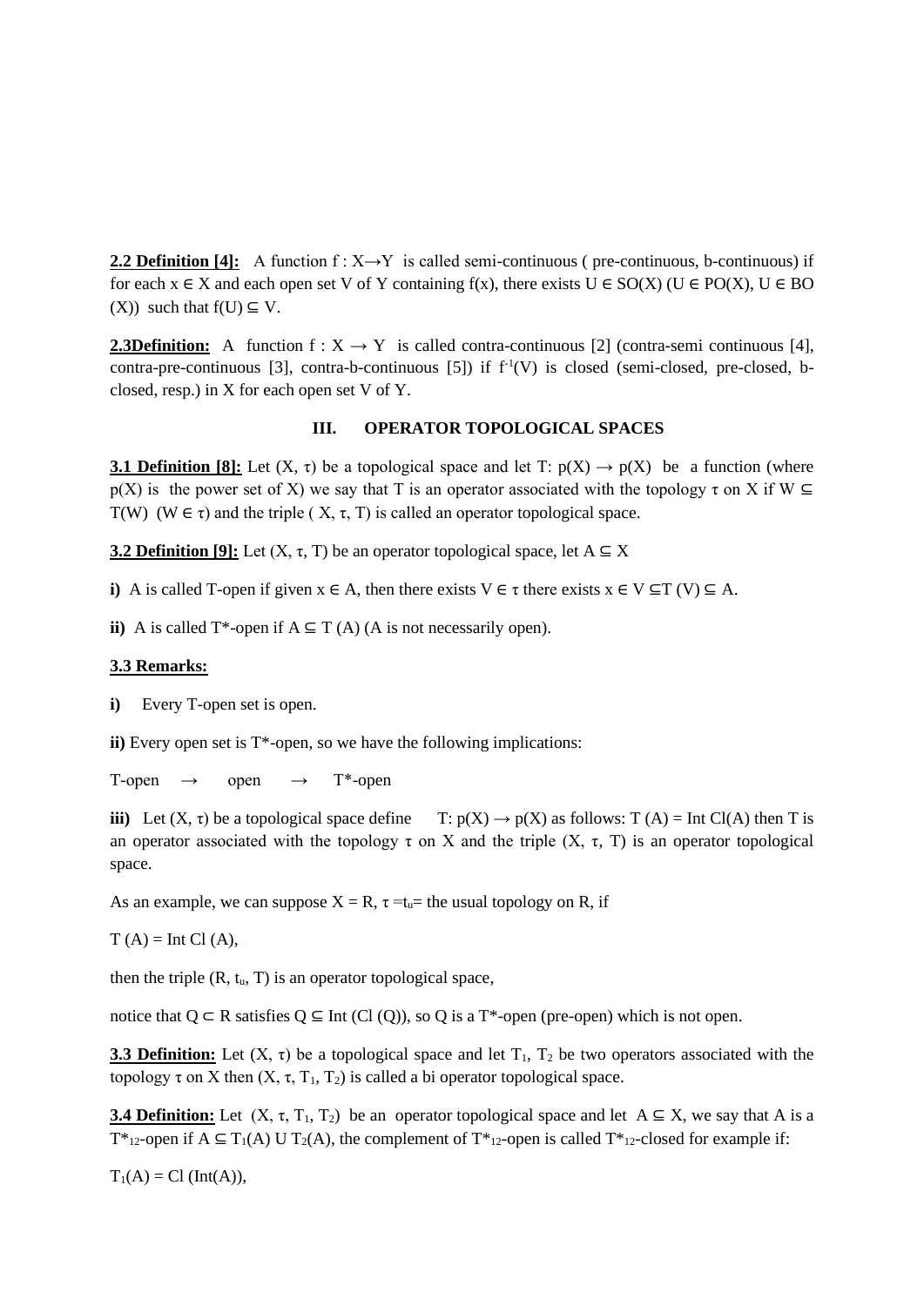**2.2 Definition [4]:** A function $f : X \rightarrow Y$ is called semi-continuous ( pre-continuous, b-continuous) if for each $x \in X$ and each open set V of Y containing f(x), there exists $U \in SO(X)$ ($U \in PO(X)$, $U \in BO(X)$) such that $f(U) \subseteq V$.

**2.3Definition:** A function $f : X \rightarrow Y$ is called contra-continuous [2] (contra-semi continuous [4], contra-pre-continuous [3], contra-b-continuous [5]) if $f^{-1}(V)$ is closed (semi-closed, pre-closed, b-closed, resp.) in X for each open set V of Y.

## III. OPERATOR TOPOLOGICAL SPACES

**3.1 Definition [8]:** Let $(X, \tau)$ be a topological space and let $T: p(X) \rightarrow p(X)$ be a function (where p(X) is the power set of X) we say that T is an operator associated with the topology $\tau$ on X if $W \subseteq T(W)$ ($W \in \tau$) and the triple $(X, \tau, T)$ is called an operator topological space.

**3.2 Definition [9]:** Let $(X, \tau, T)$ be an operator topological space, let $A \subseteq X$

**i)** A is called T-open if given $x \in A$, then there exists $V \in \tau$ there exists $x \in V \subseteq T(V) \subseteq A$.

**ii)** A is called T*-open if $A \subseteq T(A)$ (A is not necessarily open).

**3.3 Remarks:**

**i)** Every T-open set is open.

**ii)** Every open set is T*-open, so we have the following implications:

T-open → open → T*-open

**iii)** Let $(X, \tau)$ be a topological space define $T: p(X) \rightarrow p(X)$ as follows: $T(A) = \text{Int Cl}(A)$ then T is an operator associated with the topology $\tau$ on X and the triple $(X, \tau, T)$ is an operator topological space.

As an example, we can suppose $X = R$, $\tau = t_u$= the usual topology on R, if

$T(A) = \text{Int Cl}(A)$,

then the triple $(R, t_u, T)$ is an operator topological space,

notice that $Q \subset R$ satisfies $Q \subseteq \text{Int}(\text{Cl}(Q))$, so Q is a T*-open (pre-open) which is not open.

**3.3 Definition:** Let $(X, \tau)$ be a topological space and let $T_1$, $T_2$ be two operators associated with the topology $\tau$ on X then $(X, \tau, T_1, T_2)$ is called a bi operator topological space.

**3.4 Definition:** Let $(X, \tau, T_1, T_2)$ be an operator topological space and let $A \subseteq X$, we say that A is a $T^*_{12}$-open if $A \subseteq T_1(A) \cup T_2(A)$, the complement of $T^*_{12}$-open is called $T^*_{12}$-closed for example if:

$T_1(A) = \text{Cl}(\text{Int}(A))$,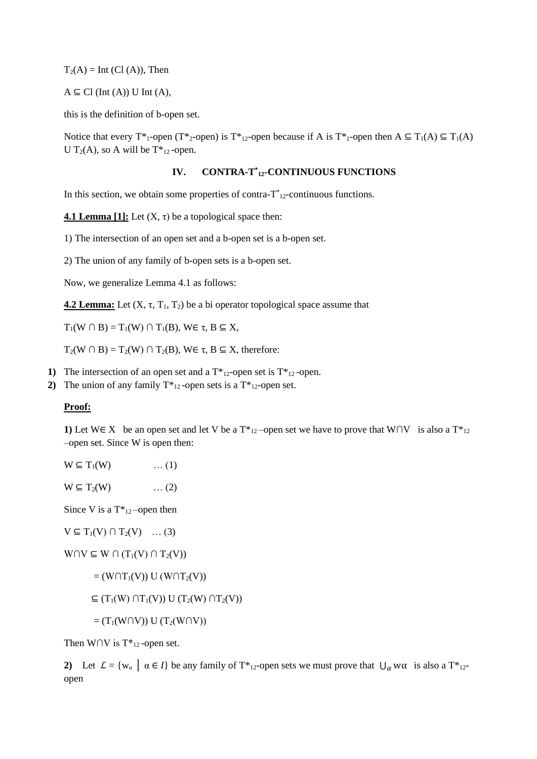$T_2(A) = \text{Int}(\text{Cl}(A))$, Then

$A \subseteq \text{Cl}(\text{Int}(A)) \cup \text{Int}(A)$,

this is the definition of b-open set.

Notice that every $T^*_1$-open ($T^*_2$-open) is $T^*_{12}$-open because if A is $T^*_1$-open then $A \subseteq T_1(A) \subseteq T_1(A) \cup T_2(A)$, so A will be $T^*_{12}$-open.

## IV. CONTRA-$T^*_{12}$-CONTINUOUS FUNCTIONS

In this section, we obtain some properties of contra-$T^*_{12}$-continuous functions.

**4.1 Lemma [1]:** Let $(X, \tau)$ be a topological space then:

1) The intersection of an open set and a b-open set is a b-open set.

2) The union of any family of b-open sets is a b-open set.

Now, we generalize Lemma 4.1 as follows:

**4.2 Lemma:** Let $(X, \tau, T_1, T_2)$ be a bi operator topological space assume that

$T_1(W \cap B) = T_1(W) \cap T_1(B)$, $W \in \tau$, $B \subseteq X$,

$T_2(W \cap B) = T_2(W) \cap T_2(B)$, $W \in \tau$, $B \subseteq X$, therefore:

1) The intersection of an open set and a $T^*_{12}$-open set is $T^*_{12}$-open.
2) The union of any family $T^*_{12}$-open sets is a $T^*_{12}$-open set.

**Proof:**

**1)** Let $W \in X$ be an open set and let V be a $T^*_{12}$–open set we have to prove that $W \cap V$ is also a $T^*_{12}$–open set. Since W is open then:

$W \subseteq T_1(W)$ … (1)

$W \subseteq T_2(W)$ … (2)

Since V is a $T^*_{12}$–open then

$V \subseteq T_1(V) \cap T_2(V)$ … (3)

$$W \cap V \subseteq W \cap (T_1(V) \cap T_2(V))$$

$$= (W \cap T_1(V)) \cup (W \cap T_2(V))$$

$$\subseteq (T_1(W) \cap T_1(V)) \cup (T_2(W) \cap T_2(V))$$

$$= (T_1(W \cap V)) \cup (T_2(W \cap V))$$

Then $W \cap V$ is $T^*_{12}$-open set.

**2)** Let $\mathcal{L} = \{w_\alpha \mid \alpha \in I\}$ be any family of $T^*_{12}$-open sets we must prove that $\bigcup_\alpha w_\alpha$ is also a $T^*_{12}$-open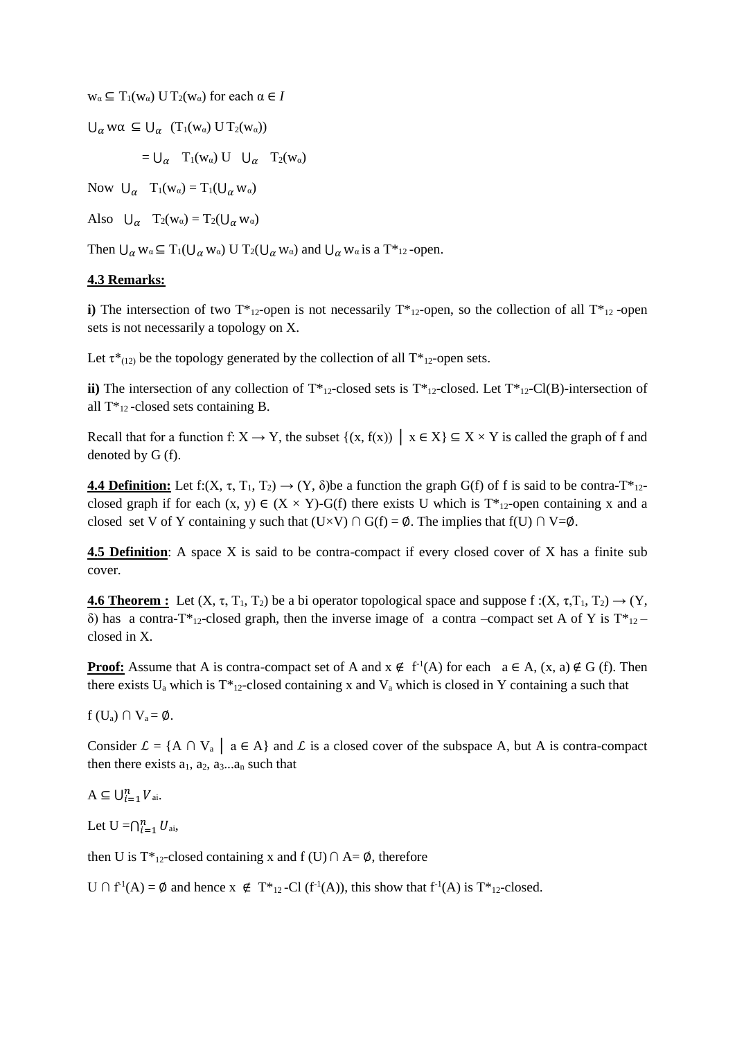$w_\alpha \subseteq T_1(w_\alpha) \cup T_2(w_\alpha)$ for each $\alpha \in I$

$\bigcup_\alpha w\alpha \subseteq \bigcup_\alpha (T_1(w_\alpha) \cup T_2(w_\alpha))$

$= \bigcup_\alpha T_1(w_\alpha) \cup \bigcup_\alpha T_2(w_\alpha)$

Now $\bigcup_\alpha T_1(w_\alpha) = T_1(\bigcup_\alpha w_\alpha)$

Also $\bigcup_\alpha T_2(w_\alpha) = T_2(\bigcup_\alpha w_\alpha)$

Then $\bigcup_\alpha w_\alpha \subseteq T_1(\bigcup_\alpha w_\alpha) \cup T_2(\bigcup_\alpha w_\alpha)$ and $\bigcup_\alpha w_\alpha$ is a $T^*_{12}$-open.

**4.3 Remarks:**

**i)** The intersection of two $T^*_{12}$-open is not necessarily $T^*_{12}$-open, so the collection of all $T^*_{12}$-open sets is not necessarily a topology on X.

Let $\tau^*_{(12)}$ be the topology generated by the collection of all $T^*_{12}$-open sets.

**ii)** The intersection of any collection of $T^*_{12}$-closed sets is $T^*_{12}$-closed. Let $T^*_{12}$-Cl(B)-intersection of all $T^*_{12}$-closed sets containing B.

Recall that for a function $f: X \rightarrow Y$, the subset $\{(x, f(x)) \mid x \in X\} \subseteq X \times Y$ is called the graph of f and denoted by G (f).

**4.4 Definition:** Let $f:(X, \tau, T_1, T_2) \rightarrow (Y, \delta)$be a function the graph G(f) of f is said to be contra-$T^*_{12}$-closed graph if for each $(x, y) \in (X \times Y)$-G(f) there exists U which is $T^*_{12}$-open containing x and a closed set V of Y containing y such that $(U \times V) \cap G(f) = \emptyset$. The implies that $f(U) \cap V=\emptyset$.

**4.5 Definition**: A space X is said to be contra-compact if every closed cover of X has a finite sub cover.

**4.6 Theorem :** Let $(X, \tau, T_1, T_2)$ be a bi operator topological space and suppose $f :(X, \tau, T_1, T_2) \rightarrow (Y, \delta)$ has a contra-$T^*_{12}$-closed graph, then the inverse image of a contra –compact set A of Y is $T^*_{12}$ –closed in X.

**Proof:** Assume that A is contra-compact set of A and $x \notin f^{-1}(A)$ for each $a \in A$, $(x, a) \notin G(f)$. Then there exists $U_a$ which is $T^*_{12}$-closed containing x and $V_a$ which is closed in Y containing a such that

$f(U_a) \cap V_a = \emptyset$.

Consider $\mathcal{L} = \{A \cap V_a \mid a \in A\}$ and $\mathcal{L}$ is a closed cover of the subspace A, but A is contra-compact then there exists $a_1, a_2, a_3 ... a_n$ such that

$A \subseteq \bigcup_{i=1}^{n} V_{ai}$.

Let $U = \bigcap_{i=1}^{n} U_{ai}$,

then U is $T^*_{12}$-closed containing x and $f(U) \cap A = \emptyset$, therefore

$U \cap f^{-1}(A) = \emptyset$ and hence $x \notin T^*_{12}\text{-Cl}(f^{-1}(A))$, this show that $f^{-1}(A)$ is $T^*_{12}$-closed.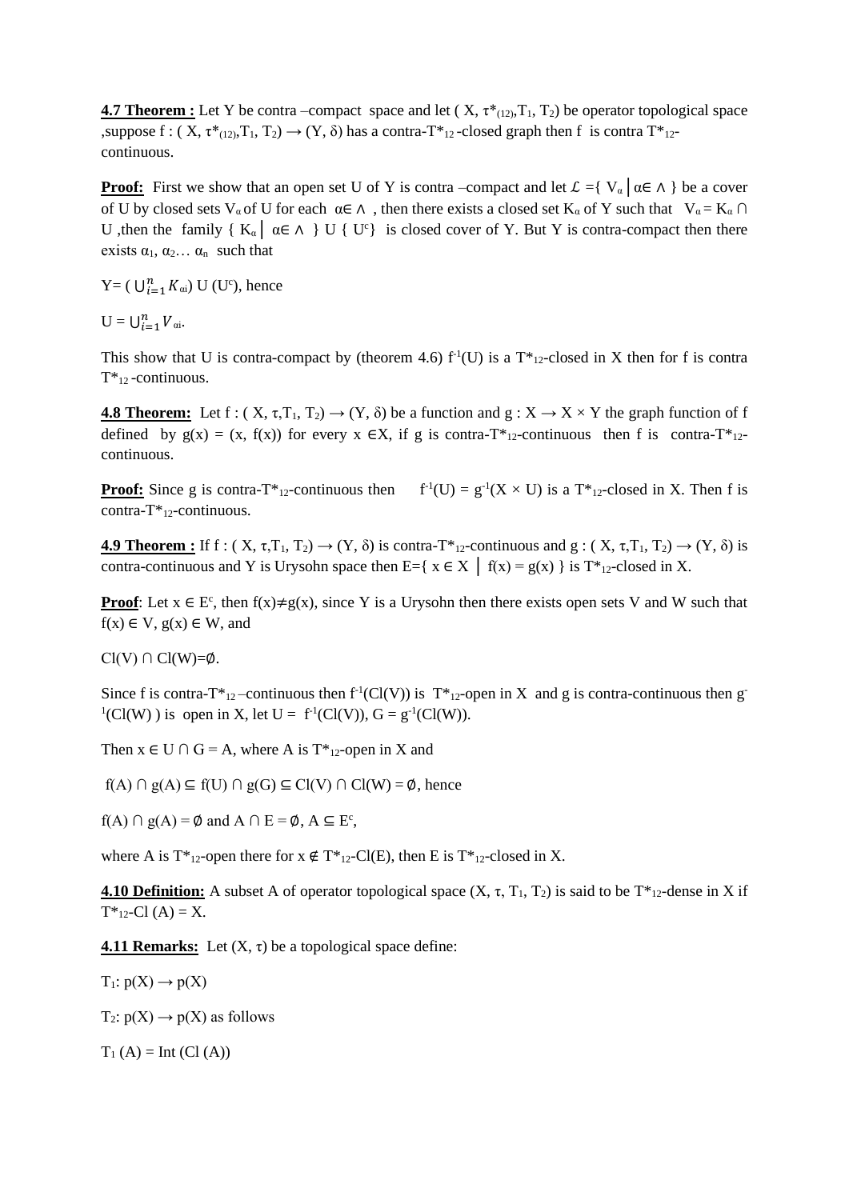**4.7 Theorem :** Let Y be contra –compact space and let ( X, $\tau^*_{(12)}$,$T_1$, $T_2$) be operator topological space ,suppose f : ( X, $\tau^*_{(12)}$,$T_1$, $T_2$) → (Y, δ) has a contra-$T^*_{12}$-closed graph then f is contra $T^*_{12}$-continuous.

**Proof:** First we show that an open set U of Y is contra –compact and let $\mathcal{L}$ ={ $V_\alpha$ | α∈ ∧ } be a cover of U by closed sets $V_\alpha$ of U for each α∈ ∧ , then there exists a closed set $K_\alpha$ of Y such that $V_\alpha = K_\alpha \cap U$ ,then the family { $K_\alpha$ | α∈ ∧ } U { $U^c$} is closed cover of Y. But Y is contra-compact then there exists $\alpha_1, \alpha_2 \ldots \alpha_n$ such that

Y= ( $\bigcup_{i=1}^{n} K_{\alpha i}$) U ($U^c$), hence

U = $\bigcup_{i=1}^{n} V_{\alpha i}$.

This show that U is contra-compact by (theorem 4.6) $f^{-1}(U)$ is a $T^*_{12}$-closed in X then for f is contra $T^*_{12}$-continuous.

**4.8 Theorem:** Let f : ( X, τ,$T_1$, $T_2$) → (Y, δ) be a function and g : X → X × Y the graph function of f defined by g(x) = (x, f(x)) for every x ∈X, if g is contra-$T^*_{12}$-continuous then f is contra-$T^*_{12}$-continuous.

**Proof:** Since g is contra-$T^*_{12}$-continuous then $f^{-1}(U) = g^{-1}(X \times U)$ is a $T^*_{12}$-closed in X. Then f is contra-$T^*_{12}$-continuous.

**4.9 Theorem :** If f : ( X, τ,$T_1$, $T_2$) → (Y, δ) is contra-$T^*_{12}$-continuous and g : ( X, τ,$T_1$, $T_2$) → (Y, δ) is contra-continuous and Y is Urysohn space then E={ x ∈ X | f(x) = g(x) } is $T^*_{12}$-closed in X.

**Proof**: Let x ∈ $E^c$, then f(x)≠g(x), since Y is a Urysohn then there exists open sets V and W such that f(x) ∈ V, g(x) ∈ W, and

Cl(V) ∩ Cl(W)=∅.

Since f is contra-$T^*_{12}$ –continuous then $f^{-1}(Cl(V))$ is $T^*_{12}$-open in X and g is contra-continuous then $g^{-1}(Cl(W))$ is open in X, let U = $f^{-1}(Cl(V))$, G = $g^{-1}(Cl(W))$.

Then x ∈ U ∩ G = A, where A is $T^*_{12}$-open in X and

f(A) ∩ g(A) ⊆ f(U) ∩ g(G) ⊆ Cl(V) ∩ Cl(W) = ∅, hence

f(A) ∩ g(A) = ∅ and A ∩ E = ∅, A ⊆ $E^c$,

where A is $T^*_{12}$-open there for x ∉ $T^*_{12}$-Cl(E), then E is $T^*_{12}$-closed in X.

**4.10 Definition:** A subset A of operator topological space (X, τ, $T_1$, $T_2$) is said to be $T^*_{12}$-dense in X if $T^*_{12}$-Cl (A) = X.

**4.11 Remarks:** Let (X, τ) be a topological space define:

$T_1$: p(X) → p(X)

$T_2$: p(X) → p(X) as follows

$T_1$ (A) = Int (Cl (A))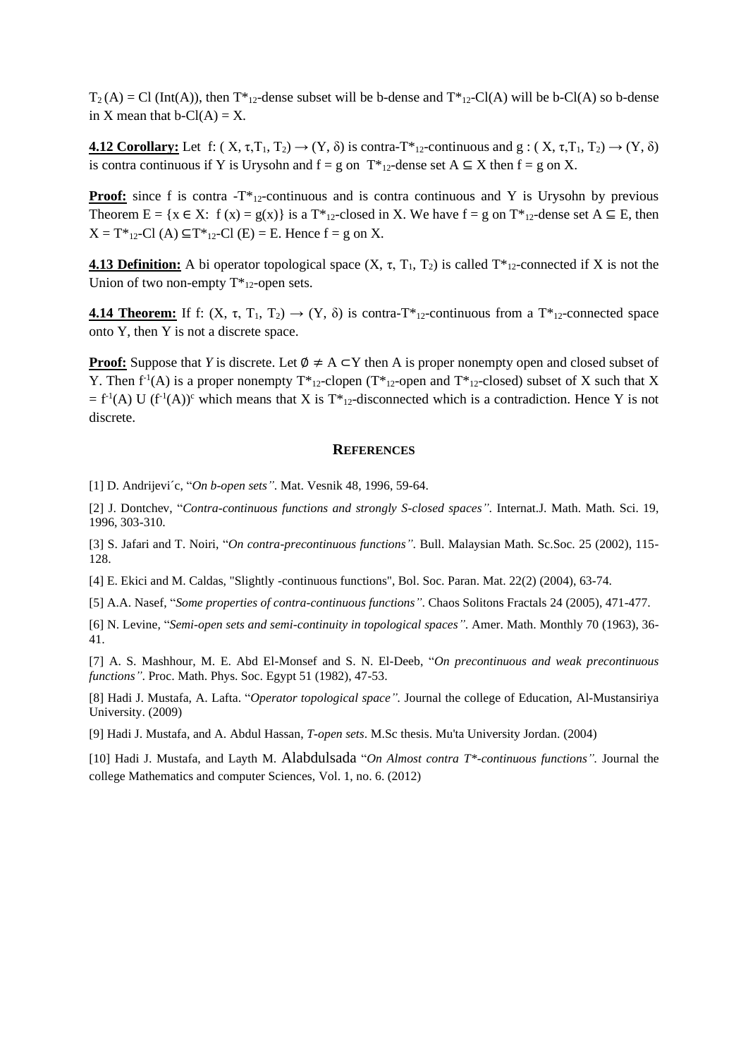$T_2(A) = Cl(Int(A))$, then $T^*_{12}$-dense subset will be b-dense and $T^*_{12}$-Cl(A) will be b-Cl(A) so b-dense in X mean that b-Cl(A) = X.

**4.12 Corollary:** Let f: $(X, \tau, T_1, T_2) \rightarrow (Y, \delta)$ is contra-$T^*_{12}$-continuous and g : $(X, \tau, T_1, T_2) \rightarrow (Y, \delta)$ is contra continuous if Y is Urysohn and f = g on $T^*_{12}$-dense set $A \subseteq X$ then f = g on X.

**Proof:** since f is contra -$T^*_{12}$-continuous and is contra continuous and Y is Urysohn by previous Theorem $E = \{x \in X: f(x) = g(x)\}$ is a $T^*_{12}$-closed in X. We have f = g on $T^*_{12}$-dense set $A \subseteq E$, then $X = T^*_{12}\text{-Cl}(A) \subseteq T^*_{12}\text{-Cl}(E) = E$. Hence f = g on X.

**4.13 Definition:** A bi operator topological space $(X, \tau, T_1, T_2)$ is called $T^*_{12}$-connected if X is not the Union of two non-empty $T^*_{12}$-open sets.

**4.14 Theorem:** If f: $(X, \tau, T_1, T_2) \rightarrow (Y, \delta)$ is contra-$T^*_{12}$-continuous from a $T^*_{12}$-connected space onto Y, then Y is not a discrete space.

**Proof:** Suppose that *Y* is discrete. Let $\emptyset \neq A \subset Y$ then A is proper nonempty open and closed subset of Y. Then $f^{-1}(A)$ is a proper nonempty $T^*_{12}$-clopen ($T^*_{12}$-open and $T^*_{12}$-closed) subset of X such that $X = f^{-1}(A) \cup (f^{-1}(A))^c$ which means that X is $T^*_{12}$-disconnected which is a contradiction. Hence Y is not discrete.

## References

[1] D. Andrijevi´c, "*On b-open sets*". Mat. Vesnik 48, 1996, 59-64.

[2] J. Dontchev, "*Contra-continuous functions and strongly S-closed spaces*". Internat.J. Math. Math. Sci. 19, 1996, 303-310.

[3] S. Jafari and T. Noiri, "*On contra-precontinuous functions*". Bull. Malaysian Math. Sc.Soc. 25 (2002), 115-128.

[4] E. Ekici and M. Caldas, "Slightly -continuous functions", Bol. Soc. Paran. Mat. 22(2) (2004), 63-74.

[5] A.A. Nasef, "*Some properties of contra-continuous functions*". Chaos Solitons Fractals 24 (2005), 471-477.

[6] N. Levine, "*Semi-open sets and semi-continuity in topological spaces*". Amer. Math. Monthly 70 (1963), 36-41.

[7] A. S. Mashhour, M. E. Abd El-Monsef and S. N. El-Deeb, "*On precontinuous and weak precontinuous functions*". Proc. Math. Phys. Soc. Egypt 51 (1982), 47-53.

[8] Hadi J. Mustafa, A. Lafta. "*Operator topological space*". Journal the college of Education, Al-Mustansiriya University. (2009)

[9] Hadi J. Mustafa, and A. Abdul Hassan, *T-open sets*. M.Sc thesis. Mu'ta University Jordan. (2004)

[10] Hadi J. Mustafa, and Layth M. Alabdulsada "*On Almost contra T\*-continuous functions*". Journal the college Mathematics and computer Sciences, Vol. 1, no. 6. (2012)